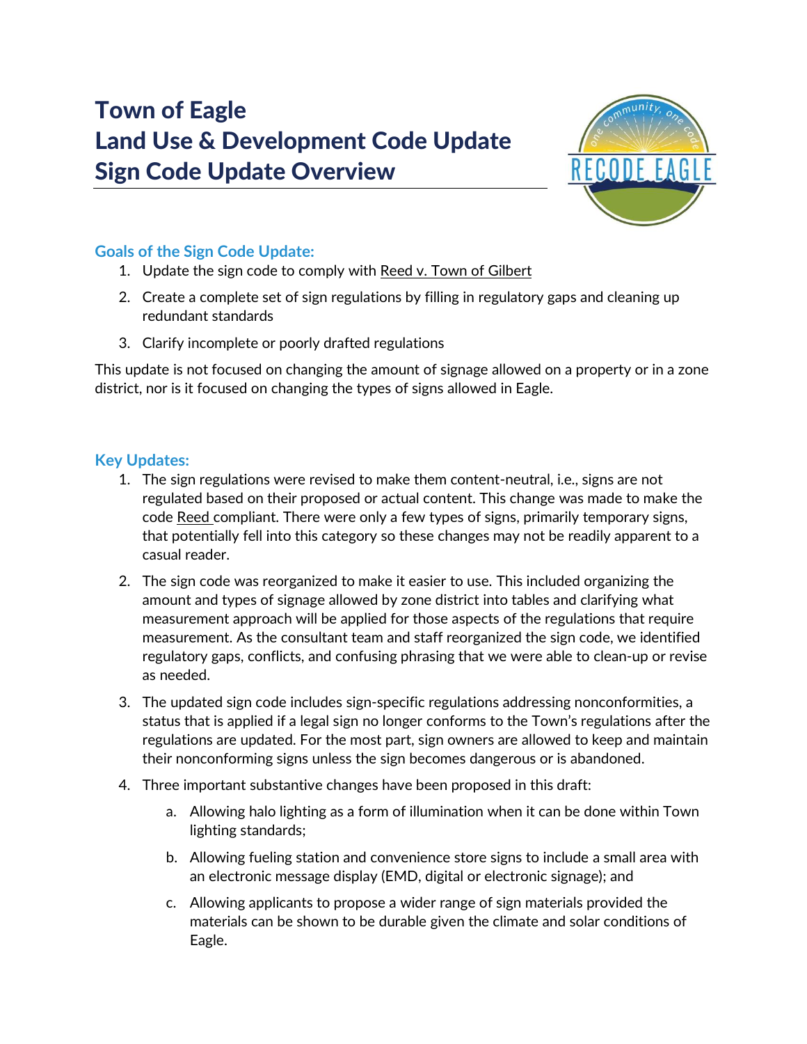# Town of Eagle
# Land Use & Development Code Update
# Sign Code Update Overview

## Goals of the Sign Code Update:

1. Update the sign code to comply with Reed v. Town of Gilbert
2. Create a complete set of sign regulations by filling in regulatory gaps and cleaning up redundant standards
3. Clarify incomplete or poorly drafted regulations

This update is not focused on changing the amount of signage allowed on a property or in a zone district, nor is it focused on changing the types of signs allowed in Eagle.

## Key Updates:

1. The sign regulations were revised to make them content-neutral, i.e., signs are not regulated based on their proposed or actual content. This change was made to make the code Reed compliant. There were only a few types of signs, primarily temporary signs, that potentially fell into this category so these changes may not be readily apparent to a casual reader.
2. The sign code was reorganized to make it easier to use. This included organizing the amount and types of signage allowed by zone district into tables and clarifying what measurement approach will be applied for those aspects of the regulations that require measurement. As the consultant team and staff reorganized the sign code, we identified regulatory gaps, conflicts, and confusing phrasing that we were able to clean-up or revise as needed.
3. The updated sign code includes sign-specific regulations addressing nonconformities, a status that is applied if a legal sign no longer conforms to the Town's regulations after the regulations are updated. For the most part, sign owners are allowed to keep and maintain their nonconforming signs unless the sign becomes dangerous or is abandoned.
4. Three important substantive changes have been proposed in this draft:
    a. Allowing halo lighting as a form of illumination when it can be done within Town lighting standards;
    b. Allowing fueling station and convenience store signs to include a small area with an electronic message display (EMD, digital or electronic signage); and
    c. Allowing applicants to propose a wider range of sign materials provided the materials can be shown to be durable given the climate and solar conditions of Eagle.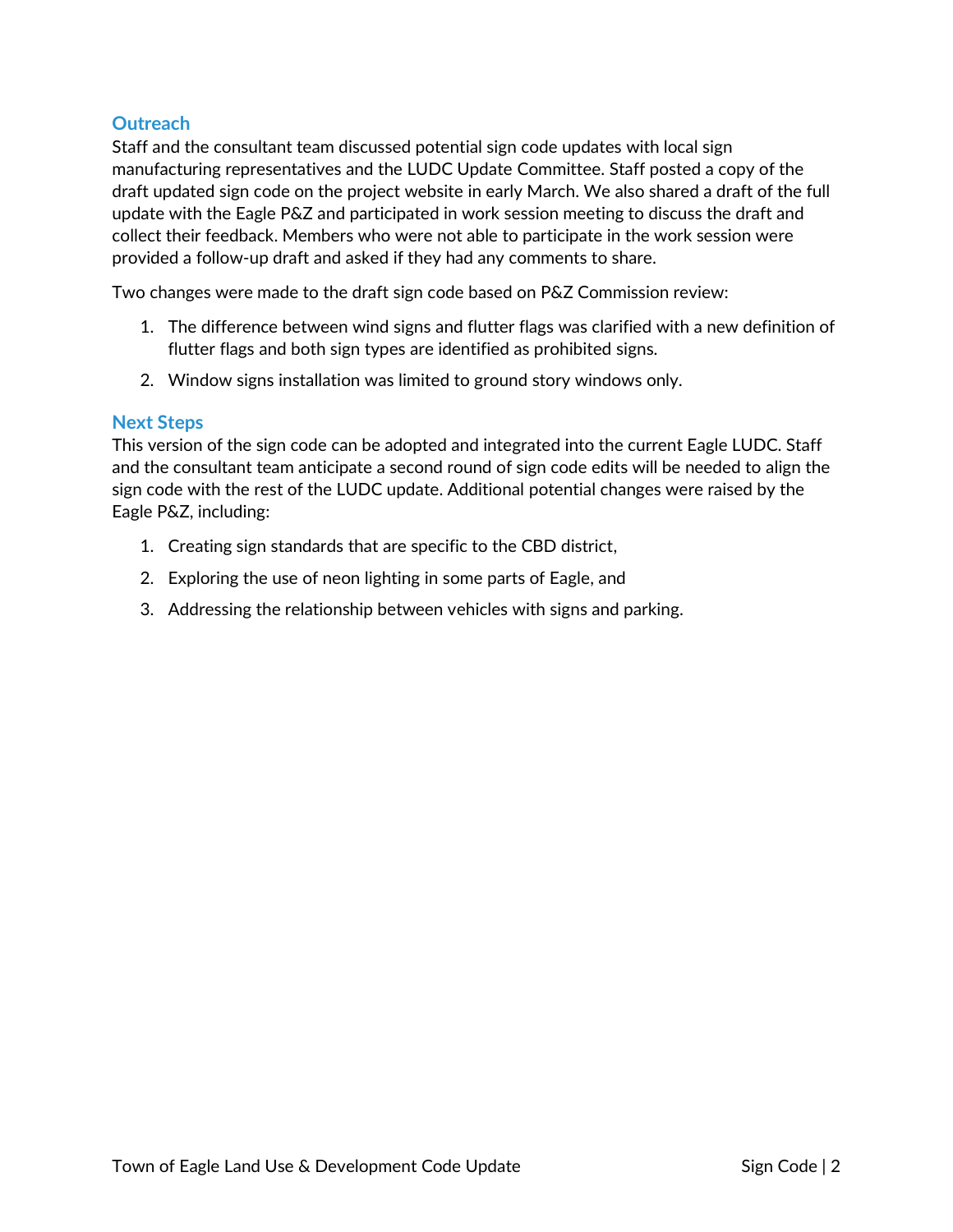## Outreach

Staff and the consultant team discussed potential sign code updates with local sign manufacturing representatives and the LUDC Update Committee. Staff posted a copy of the draft updated sign code on the project website in early March. We also shared a draft of the full update with the Eagle P&Z and participated in work session meeting to discuss the draft and collect their feedback. Members who were not able to participate in the work session were provided a follow-up draft and asked if they had any comments to share.

Two changes were made to the draft sign code based on P&Z Commission review:

1. The difference between wind signs and flutter flags was clarified with a new definition of flutter flags and both sign types are identified as prohibited signs.
2. Window signs installation was limited to ground story windows only.

## Next Steps

This version of the sign code can be adopted and integrated into the current Eagle LUDC. Staff and the consultant team anticipate a second round of sign code edits will be needed to align the sign code with the rest of the LUDC update. Additional potential changes were raised by the Eagle P&Z, including:

1. Creating sign standards that are specific to the CBD district,
2. Exploring the use of neon lighting in some parts of Eagle, and
3. Addressing the relationship between vehicles with signs and parking.